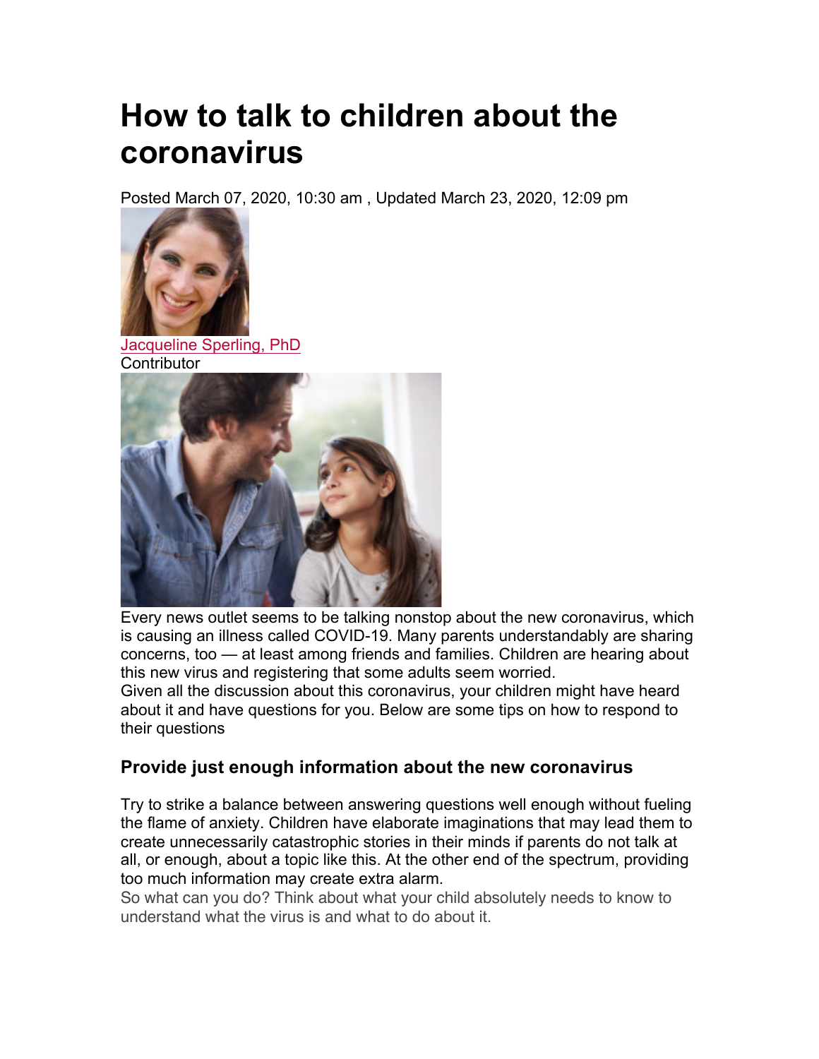# How to talk to children about the coronavirus

Posted March 07, 2020, 10:30 am , Updated March 23, 2020, 12:09 pm

[Jacqueline Sperling, PhD](#)
Contributor

Every news outlet seems to be talking nonstop about the new coronavirus, which is causing an illness called COVID-19. Many parents understandably are sharing concerns, too — at least among friends and families. Children are hearing about this new virus and registering that some adults seem worried.

Given all the discussion about this coronavirus, your children might have heard about it and have questions for you. Below are some tips on how to respond to their questions

## Provide just enough information about the new coronavirus

Try to strike a balance between answering questions well enough without fueling the flame of anxiety. Children have elaborate imaginations that may lead them to create unnecessarily catastrophic stories in their minds if parents do not talk at all, or enough, about a topic like this. At the other end of the spectrum, providing too much information may create extra alarm.

So what can you do? Think about what your child absolutely needs to know to understand what the virus is and what to do about it.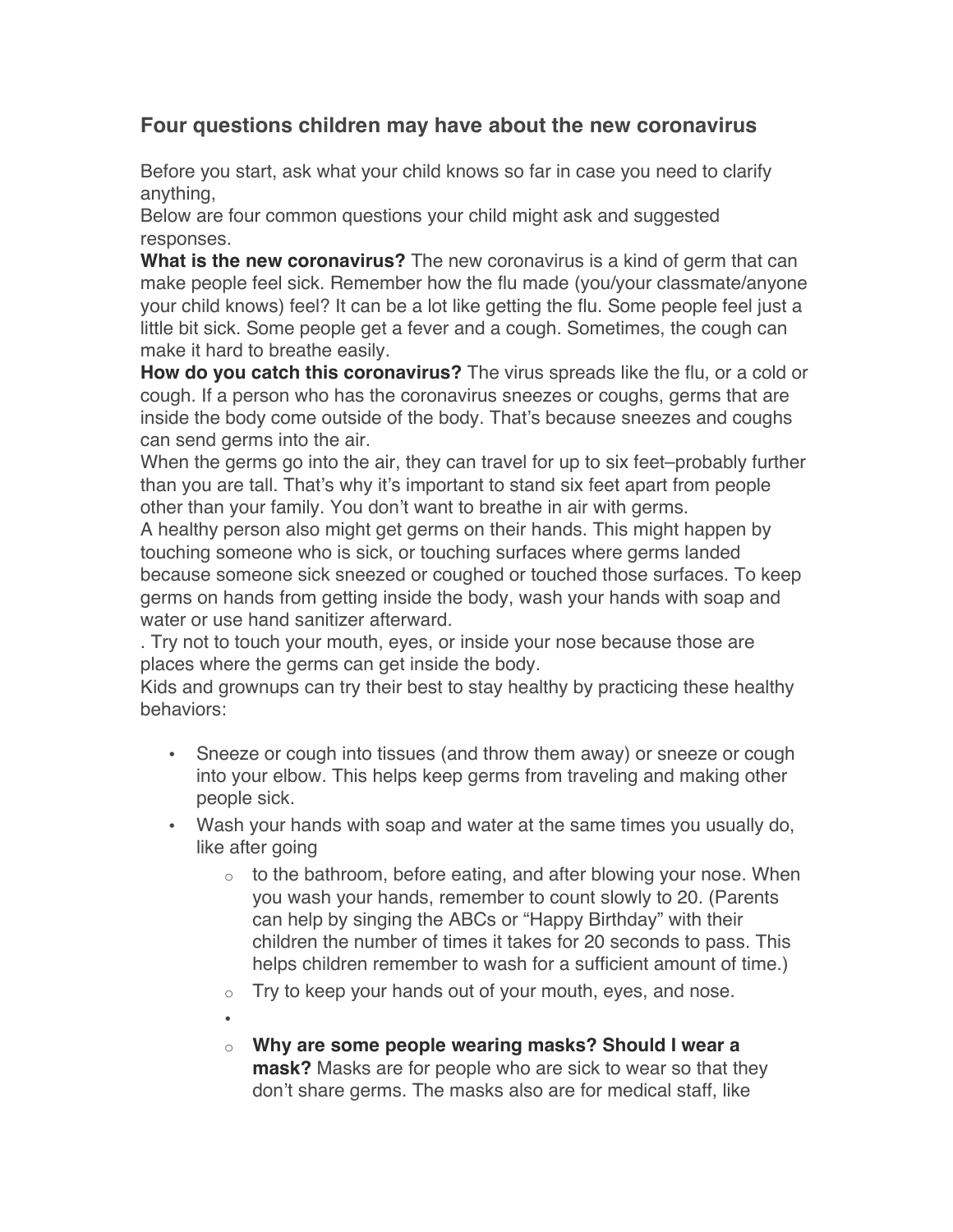## Four questions children may have about the new coronavirus

Before you start, ask what your child knows so far in case you need to clarify anything,

Below are four common questions your child might ask and suggested responses.

**What is the new coronavirus?** The new coronavirus is a kind of germ that can make people feel sick. Remember how the flu made (you/your classmate/anyone your child knows) feel? It can be a lot like getting the flu. Some people feel just a little bit sick. Some people get a fever and a cough. Sometimes, the cough can make it hard to breathe easily.

**How do you catch this coronavirus?** The virus spreads like the flu, or a cold or cough. If a person who has the coronavirus sneezes or coughs, germs that are inside the body come outside of the body. That's because sneezes and coughs can send germs into the air.

When the germs go into the air, they can travel for up to six feet–probably further than you are tall. That's why it's important to stand six feet apart from people other than your family. You don't want to breathe in air with germs.

A healthy person also might get germs on their hands. This might happen by touching someone who is sick, or touching surfaces where germs landed because someone sick sneezed or coughed or touched those surfaces. To keep germs on hands from getting inside the body, wash your hands with soap and water or use hand sanitizer afterward.

. Try not to touch your mouth, eyes, or inside your nose because those are places where the germs can get inside the body.

Kids and grownups can try their best to stay healthy by practicing these healthy behaviors:

- Sneeze or cough into tissues (and throw them away) or sneeze or cough into your elbow. This helps keep germs from traveling and making other people sick.
- Wash your hands with soap and water at the same times you usually do, like after going
  - to the bathroom, before eating, and after blowing your nose. When you wash your hands, remember to count slowly to 20. (Parents can help by singing the ABCs or "Happy Birthday" with their children the number of times it takes for 20 seconds to pass. This helps children remember to wash for a sufficient amount of time.)
  - Try to keep your hands out of your mouth, eyes, and nose.
  - **Why are some people wearing masks? Should I wear a mask?** Masks are for people who are sick to wear so that they don't share germs. The masks also are for medical staff, like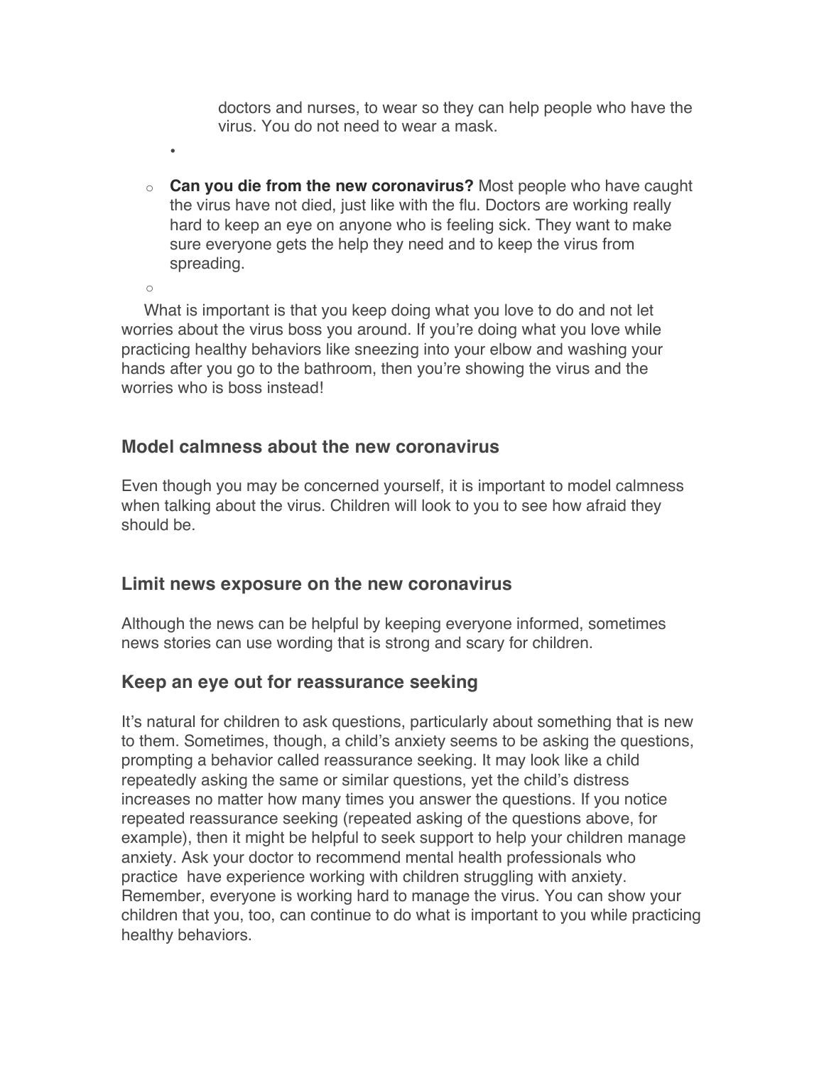doctors and nurses, to wear so they can help people who have the virus. You do not need to wear a mask.

- **Can you die from the new coronavirus?** Most people who have caught the virus have not died, just like with the flu. Doctors are working really hard to keep an eye on anyone who is feeling sick. They want to make sure everyone gets the help they need and to keep the virus from spreading.

What is important is that you keep doing what you love to do and not let worries about the virus boss you around. If you're doing what you love while practicing healthy behaviors like sneezing into your elbow and washing your hands after you go to the bathroom, then you're showing the virus and the worries who is boss instead!

### Model calmness about the new coronavirus

Even though you may be concerned yourself, it is important to model calmness when talking about the virus. Children will look to you to see how afraid they should be.

### Limit news exposure on the new coronavirus

Although the news can be helpful by keeping everyone informed, sometimes news stories can use wording that is strong and scary for children.

### Keep an eye out for reassurance seeking

It's natural for children to ask questions, particularly about something that is new to them. Sometimes, though, a child's anxiety seems to be asking the questions, prompting a behavior called reassurance seeking. It may look like a child repeatedly asking the same or similar questions, yet the child's distress increases no matter how many times you answer the questions. If you notice repeated reassurance seeking (repeated asking of the questions above, for example), then it might be helpful to seek support to help your children manage anxiety. Ask your doctor to recommend mental health professionals who practice  have experience working with children struggling with anxiety. Remember, everyone is working hard to manage the virus. You can show your children that you, too, can continue to do what is important to you while practicing healthy behaviors.